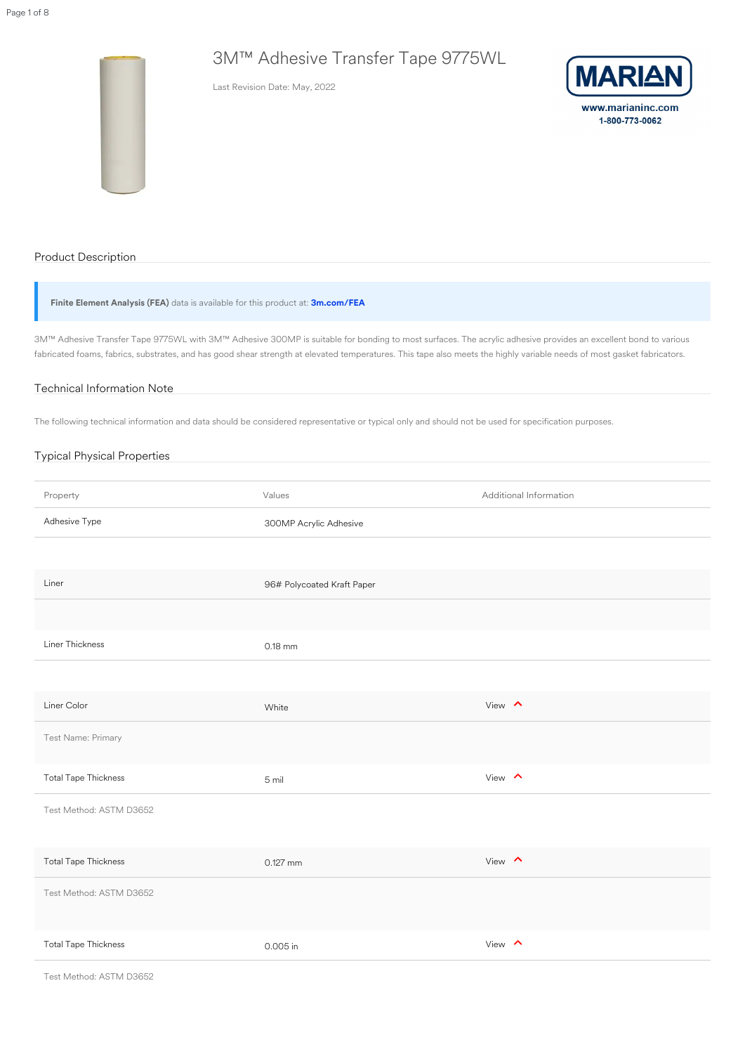# 3M™ Adhesive Transfer Tape 9775WL

Last Revision Date: May, 2022

MARIAN
www.marianinc.com
1-800-773-0062

## Product Description

**Finite Element Analysis (FEA)** data is available for this product at: **3m.com/FEA**

3M™ Adhesive Transfer Tape 9775WL with 3M™ Adhesive 300MP is suitable for bonding to most surfaces. The acrylic adhesive provides an excellent bond to various fabricated foams, fabrics, substrates, and has good shear strength at elevated temperatures. This tape also meets the highly variable needs of most gasket fabricators.

## Technical Information Note

The following technical information and data should be considered representative or typical only and should not be used for specification purposes.

## Typical Physical Properties

| Property | Values | Additional Information |
| --- | --- | --- |
| Adhesive Type | 300MP Acrylic Adhesive | |
| Liner | 96# Polycoated Kraft Paper | |
| Liner Thickness | 0.18 mm | |
| Liner Color | White | View |
| Test Name: Primary | | |
| Total Tape Thickness | 5 mil | View |
| Test Method: ASTM D3652 | | |
| Total Tape Thickness | 0.127 mm | View |
| Test Method: ASTM D3652 | | |
| Total Tape Thickness | 0.005 in | View |
| Test Method: ASTM D3652 | | |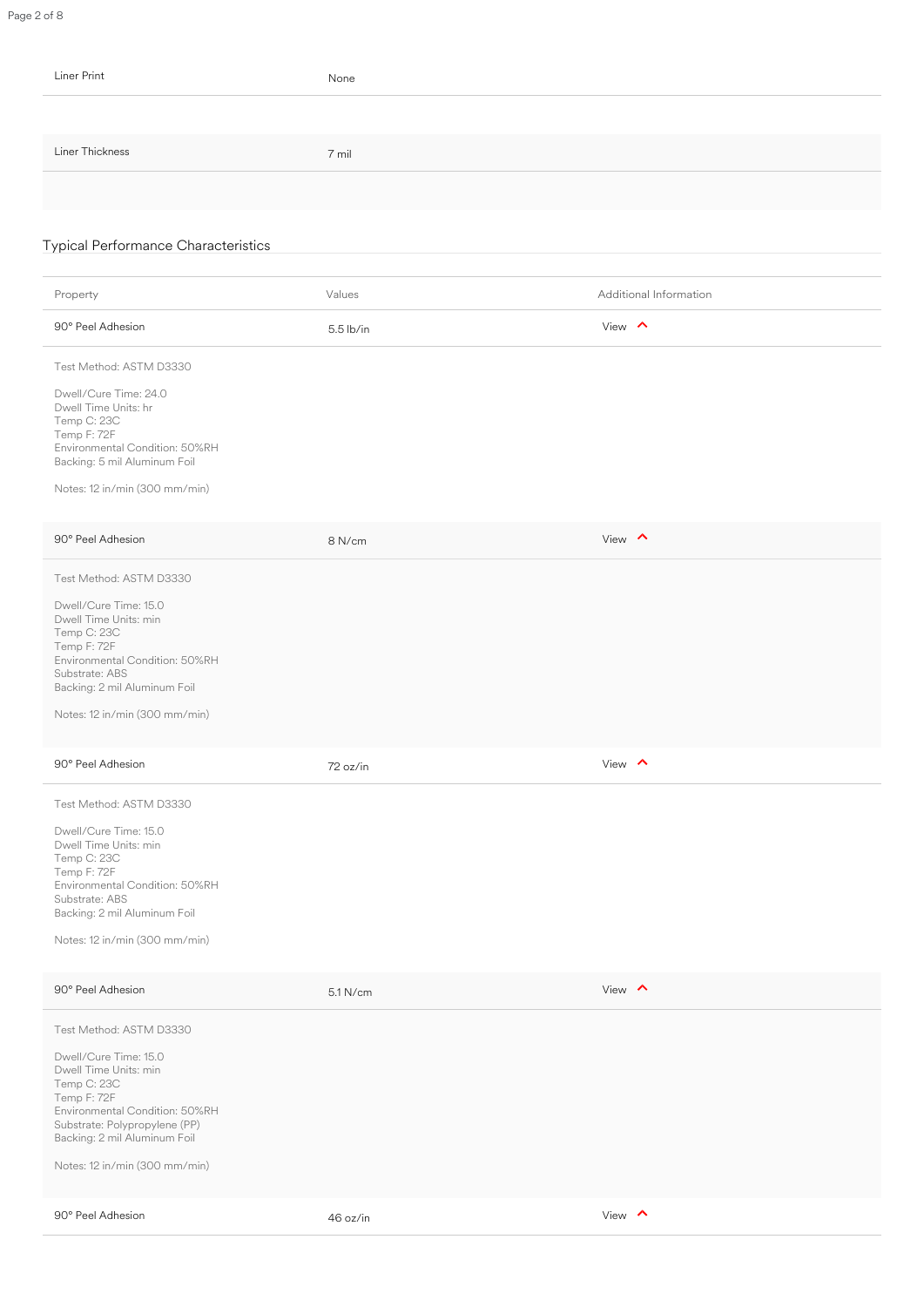| | |
|---|---|
| Liner Print | None |
| Liner Thickness | 7 mil |

## Typical Performance Characteristics

| Property | Values | Additional Information |
|---|---|---|
| 90° Peel Adhesion | 5.5 lb/in | View |

Test Method: ASTM D3330

Dwell/Cure Time: 24.0
Dwell Time Units: hr
Temp C: 23C
Temp F: 72F
Environmental Condition: 50%RH
Backing: 5 mil Aluminum Foil

Notes: 12 in/min (300 mm/min)

| Property | Values | Additional Information |
|---|---|---|
| 90° Peel Adhesion | 8 N/cm | View |

Test Method: ASTM D3330

Dwell/Cure Time: 15.0
Dwell Time Units: min
Temp C: 23C
Temp F: 72F
Environmental Condition: 50%RH
Substrate: ABS
Backing: 2 mil Aluminum Foil

Notes: 12 in/min (300 mm/min)

| Property | Values | Additional Information |
|---|---|---|
| 90° Peel Adhesion | 72 oz/in | View |

Test Method: ASTM D3330

Dwell/Cure Time: 15.0
Dwell Time Units: min
Temp C: 23C
Temp F: 72F
Environmental Condition: 50%RH
Substrate: ABS
Backing: 2 mil Aluminum Foil

Notes: 12 in/min (300 mm/min)

| Property | Values | Additional Information |
|---|---|---|
| 90° Peel Adhesion | 5.1 N/cm | View |

Test Method: ASTM D3330

Dwell/Cure Time: 15.0
Dwell Time Units: min
Temp C: 23C
Temp F: 72F
Environmental Condition: 50%RH
Substrate: Polypropylene (PP)
Backing: 2 mil Aluminum Foil

Notes: 12 in/min (300 mm/min)

| Property | Values | Additional Information |
|---|---|---|
| 90° Peel Adhesion | 46 oz/in | View |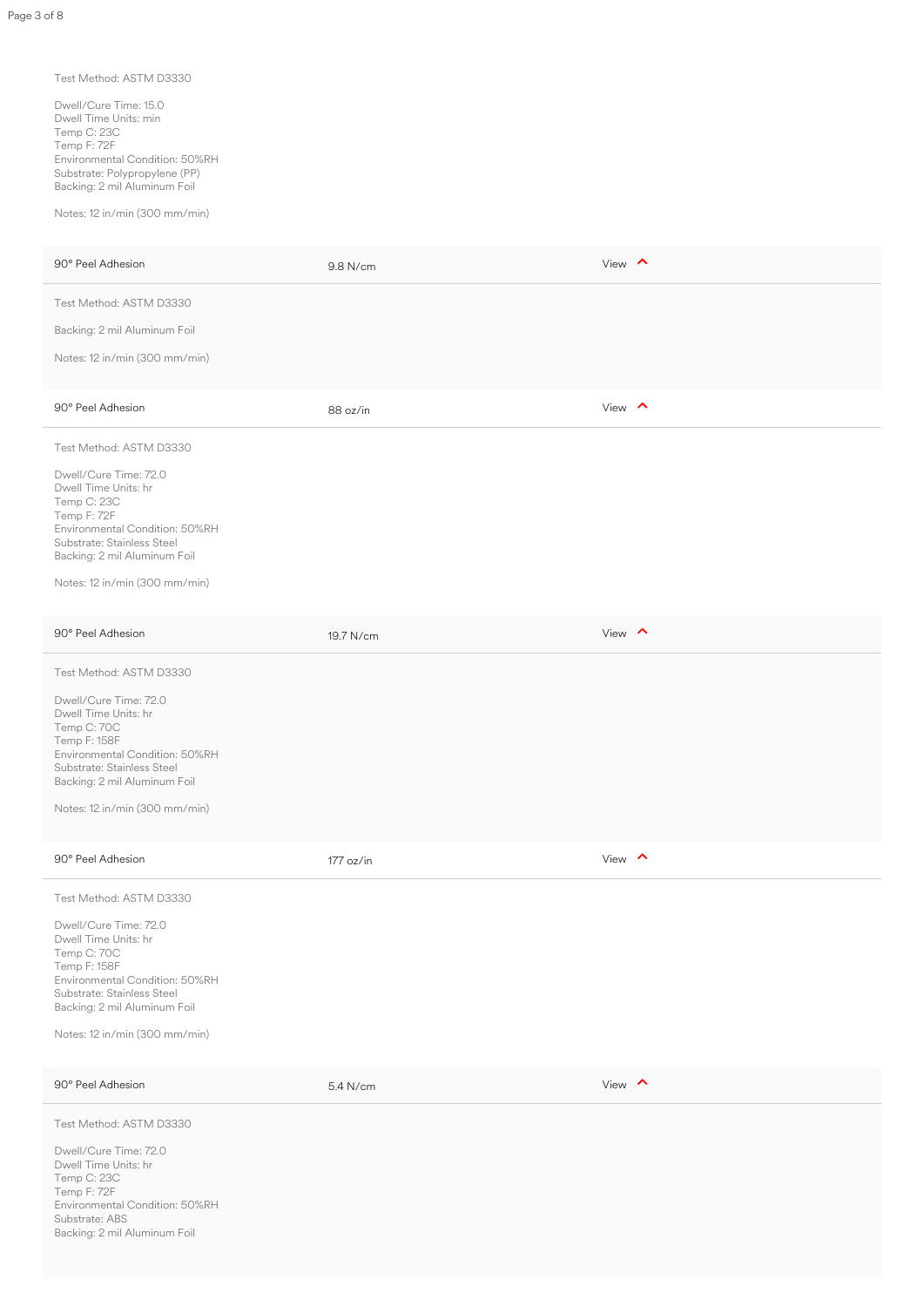Test Method: ASTM D3330

Dwell/Cure Time: 15.0
Dwell Time Units: min
Temp C: 23C
Temp F: 72F
Environmental Condition: 50%RH
Substrate: Polypropylene (PP)
Backing: 2 mil Aluminum Foil

Notes: 12 in/min (300 mm/min)

| 90° Peel Adhesion | 9.8 N/cm | View |
|---|---|---|

Test Method: ASTM D3330

Backing: 2 mil Aluminum Foil

Notes: 12 in/min (300 mm/min)

| 90° Peel Adhesion | 88 oz/in | View |
|---|---|---|

Test Method: ASTM D3330

Dwell/Cure Time: 72.0
Dwell Time Units: hr
Temp C: 23C
Temp F: 72F
Environmental Condition: 50%RH
Substrate: Stainless Steel
Backing: 2 mil Aluminum Foil

Notes: 12 in/min (300 mm/min)

| 90° Peel Adhesion | 19.7 N/cm | View |
|---|---|---|

Test Method: ASTM D3330

Dwell/Cure Time: 72.0
Dwell Time Units: hr
Temp C: 70C
Temp F: 158F
Environmental Condition: 50%RH
Substrate: Stainless Steel
Backing: 2 mil Aluminum Foil

Notes: 12 in/min (300 mm/min)

| 90° Peel Adhesion | 177 oz/in | View |
|---|---|---|

Test Method: ASTM D3330

Dwell/Cure Time: 72.0
Dwell Time Units: hr
Temp C: 70C
Temp F: 158F
Environmental Condition: 50%RH
Substrate: Stainless Steel
Backing: 2 mil Aluminum Foil

Notes: 12 in/min (300 mm/min)

| 90° Peel Adhesion | 5.4 N/cm | View |
|---|---|---|

Test Method: ASTM D3330

Dwell/Cure Time: 72.0
Dwell Time Units: hr
Temp C: 23C
Temp F: 72F
Environmental Condition: 50%RH
Substrate: ABS
Backing: 2 mil Aluminum Foil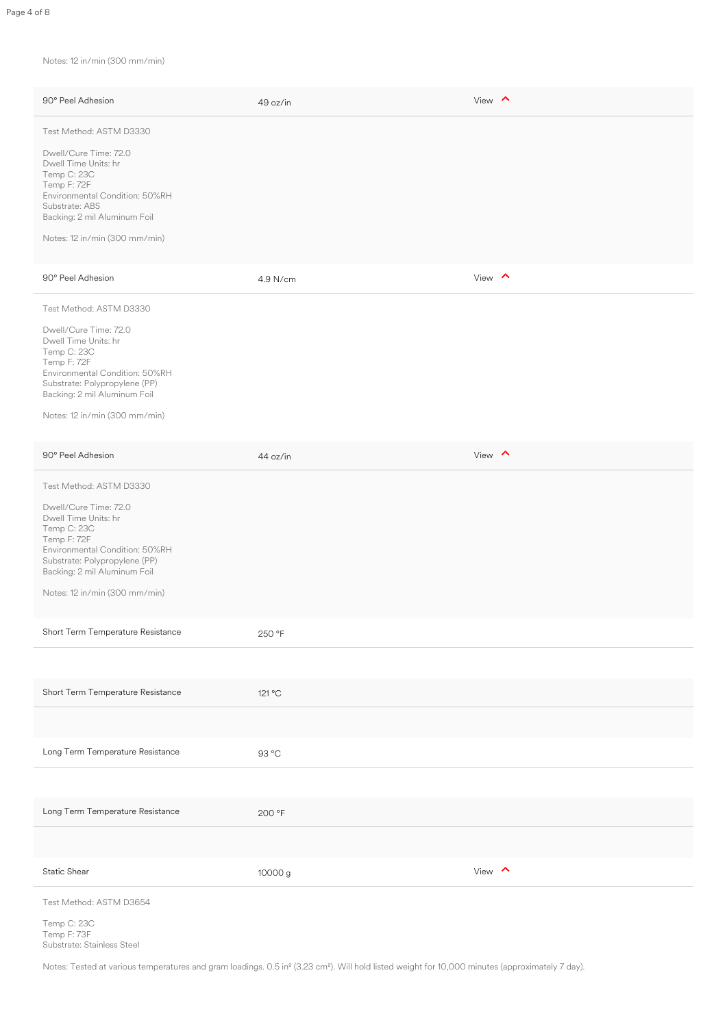Notes: 12 in/min (300 mm/min)

| 90° Peel Adhesion | 49 oz/in | View |
|---|---|---|

Test Method: ASTM D3330

Dwell/Cure Time: 72.0
Dwell Time Units: hr
Temp C: 23C
Temp F: 72F
Environmental Condition: 50%RH
Substrate: ABS
Backing: 2 mil Aluminum Foil

Notes: 12 in/min (300 mm/min)

| 90° Peel Adhesion | 4.9 N/cm | View |
|---|---|---|

Test Method: ASTM D3330

Dwell/Cure Time: 72.0
Dwell Time Units: hr
Temp C: 23C
Temp F: 72F
Environmental Condition: 50%RH
Substrate: Polypropylene (PP)
Backing: 2 mil Aluminum Foil

Notes: 12 in/min (300 mm/min)

| 90° Peel Adhesion | 44 oz/in | View |
|---|---|---|

Test Method: ASTM D3330

Dwell/Cure Time: 72.0
Dwell Time Units: hr
Temp C: 23C
Temp F: 72F
Environmental Condition: 50%RH
Substrate: Polypropylene (PP)
Backing: 2 mil Aluminum Foil

Notes: 12 in/min (300 mm/min)

| Property | Value |
|---|---|
| Short Term Temperature Resistance | 250 °F |
| Short Term Temperature Resistance | 121 °C |
| Long Term Temperature Resistance | 93 °C |
| Long Term Temperature Resistance | 200 °F |

| Static Shear | 10000 g | View |
|---|---|---|

Test Method: ASTM D3654

Temp C: 23C
Temp F: 73F
Substrate: Stainless Steel

Notes: Tested at various temperatures and gram loadings. 0.5 in² (3.23 cm²). Will hold listed weight for 10,000 minutes (approximately 7 day).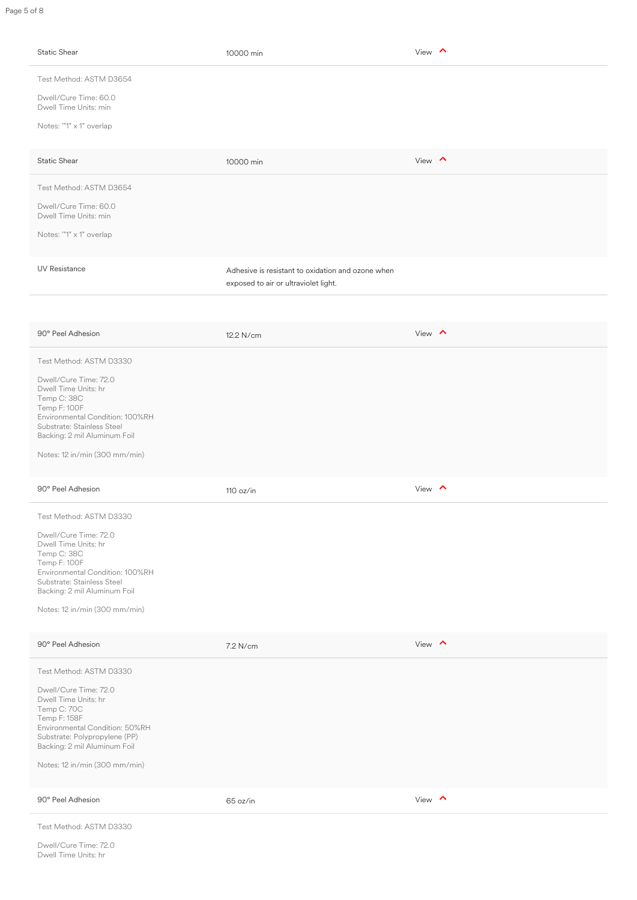| Property | Value | |
|---|---|---|
| Static Shear | 10000 min | View |

Test Method: ASTM D3654

Dwell/Cure Time: 60.0
Dwell Time Units: min

Notes: '"1" x 1" overlap

| Property | Value | |
|---|---|---|
| Static Shear | 10000 min | View |

Test Method: ASTM D3654

Dwell/Cure Time: 60.0
Dwell Time Units: min

Notes: '"1" x 1" overlap

| Property | Value |
|---|---|
| UV Resistance | Adhesive is resistant to oxidation and ozone when exposed to air or ultraviolet light. |

| Property | Value | |
|---|---|---|
| 90° Peel Adhesion | 12.2 N/cm | View |

Test Method: ASTM D3330

Dwell/Cure Time: 72.0
Dwell Time Units: hr
Temp C: 38C
Temp F: 100F
Environmental Condition: 100%RH
Substrate: Stainless Steel
Backing: 2 mil Aluminum Foil

Notes: 12 in/min (300 mm/min)

| Property | Value | |
|---|---|---|
| 90° Peel Adhesion | 110 oz/in | View |

Test Method: ASTM D3330

Dwell/Cure Time: 72.0
Dwell Time Units: hr
Temp C: 38C
Temp F: 100F
Environmental Condition: 100%RH
Substrate: Stainless Steel
Backing: 2 mil Aluminum Foil

Notes: 12 in/min (300 mm/min)

| Property | Value | |
|---|---|---|
| 90° Peel Adhesion | 7.2 N/cm | View |

Test Method: ASTM D3330

Dwell/Cure Time: 72.0
Dwell Time Units: hr
Temp C: 70C
Temp F: 158F
Environmental Condition: 50%RH
Substrate: Polypropylene (PP)
Backing: 2 mil Aluminum Foil

Notes: 12 in/min (300 mm/min)

| Property | Value | |
|---|---|---|
| 90° Peel Adhesion | 65 oz/in | View |

Test Method: ASTM D3330

Dwell/Cure Time: 72.0
Dwell Time Units: hr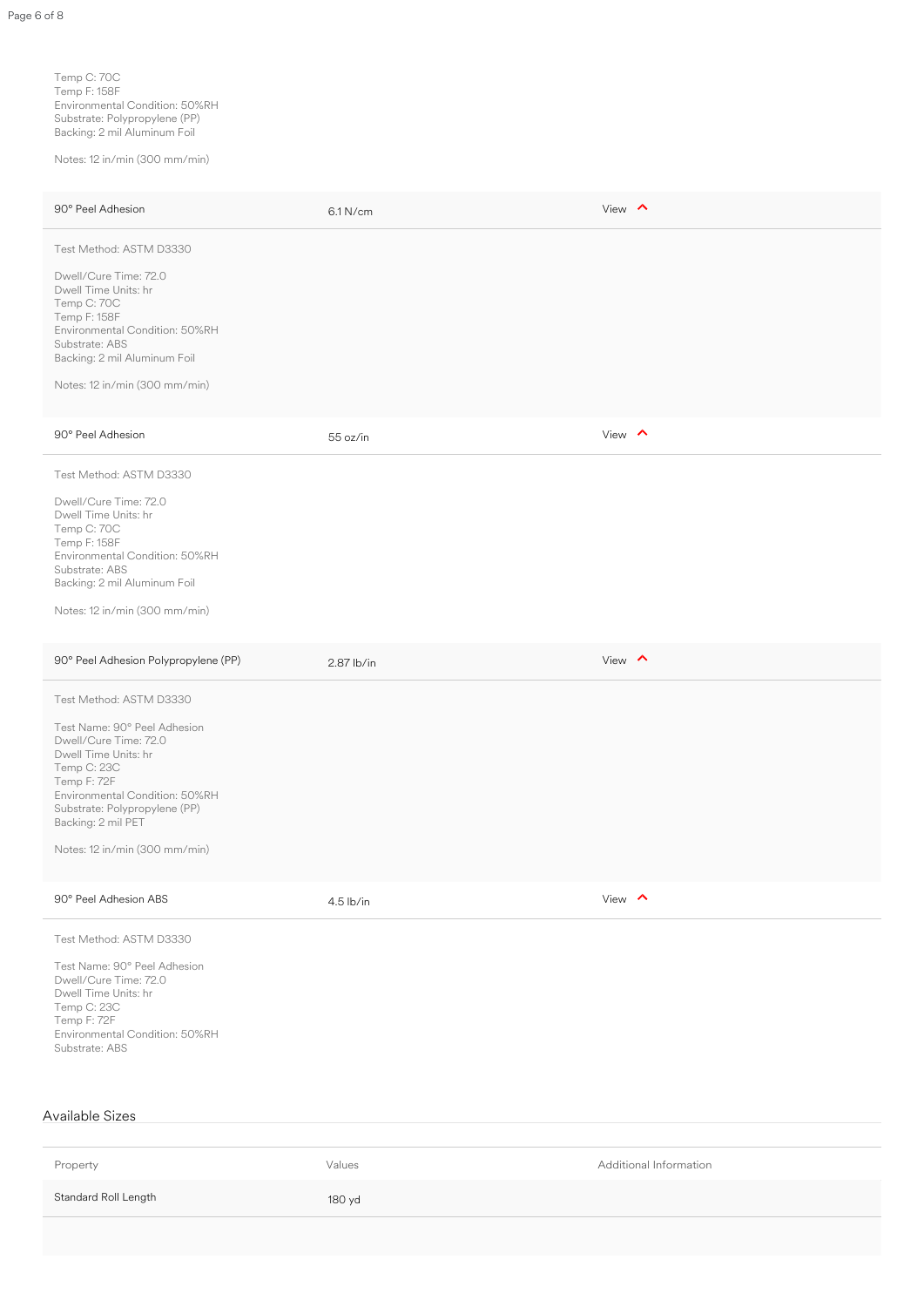Temp C: 70C
Temp F: 158F
Environmental Condition: 50%RH
Substrate: Polypropylene (PP)
Backing: 2 mil Aluminum Foil

Notes: 12 in/min (300 mm/min)

| | | |
|---|---|---|
| 90° Peel Adhesion | 6.1 N/cm | View |

Test Method: ASTM D3330

Dwell/Cure Time: 72.0
Dwell Time Units: hr
Temp C: 70C
Temp F: 158F
Environmental Condition: 50%RH
Substrate: ABS
Backing: 2 mil Aluminum Foil

Notes: 12 in/min (300 mm/min)

| | | |
|---|---|---|
| 90° Peel Adhesion | 55 oz/in | View |

Test Method: ASTM D3330

Dwell/Cure Time: 72.0
Dwell Time Units: hr
Temp C: 70C
Temp F: 158F
Environmental Condition: 50%RH
Substrate: ABS
Backing: 2 mil Aluminum Foil

Notes: 12 in/min (300 mm/min)

| | | |
|---|---|---|
| 90° Peel Adhesion Polypropylene (PP) | 2.87 lb/in | View |

Test Method: ASTM D3330

Test Name: 90° Peel Adhesion
Dwell/Cure Time: 72.0
Dwell Time Units: hr
Temp C: 23C
Temp F: 72F
Environmental Condition: 50%RH
Substrate: Polypropylene (PP)
Backing: 2 mil PET

Notes: 12 in/min (300 mm/min)

| | | |
|---|---|---|
| 90° Peel Adhesion ABS | 4.5 lb/in | View |

Test Method: ASTM D3330

Test Name: 90° Peel Adhesion
Dwell/Cure Time: 72.0
Dwell Time Units: hr
Temp C: 23C
Temp F: 72F
Environmental Condition: 50%RH
Substrate: ABS

## Available Sizes

| Property | Values | Additional Information |
|---|---|---|
| Standard Roll Length | 180 yd | |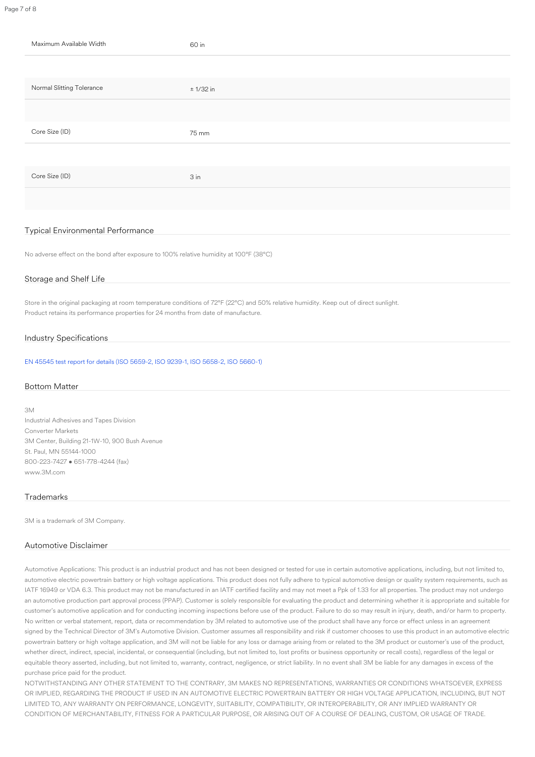| | |
|---|---|
| Maximum Available Width | 60 in |
| Normal Slitting Tolerance | ± 1/32 in |
| Core Size (ID) | 75 mm |
| Core Size (ID) | 3 in |

## Typical Environmental Performance

No adverse effect on the bond after exposure to 100% relative humidity at 100°F (38°C)

## Storage and Shelf Life

Store in the original packaging at room temperature conditions of 72°F (22°C) and 50% relative humidity. Keep out of direct sunlight.
Product retains its performance properties for 24 months from date of manufacture.

## Industry Specifications

EN 45545 test report for details (ISO 5659-2, ISO 9239-1, ISO 5658-2, ISO 5660-1)

## Bottom Matter

3M
Industrial Adhesives and Tapes Division
Converter Markets
3M Center, Building 21-1W-10, 900 Bush Avenue
St. Paul, MN 55144-1000
800-223-7427 • 651-778-4244 (fax)
www.3M.com

## Trademarks

3M is a trademark of 3M Company.

## Automotive Disclaimer

Automotive Applications: This product is an industrial product and has not been designed or tested for use in certain automotive applications, including, but not limited to, automotive electric powertrain battery or high voltage applications. This product does not fully adhere to typical automotive design or quality system requirements, such as IATF 16949 or VDA 6.3. This product may not be manufactured in an IATF certified facility and may not meet a Ppk of 1.33 for all properties. The product may not undergo an automotive production part approval process (PPAP). Customer is solely responsible for evaluating the product and determining whether it is appropriate and suitable for customer's automotive application and for conducting incoming inspections before use of the product. Failure to do so may result in injury, death, and/or harm to property. No written or verbal statement, report, data or recommendation by 3M related to automotive use of the product shall have any force or effect unless in an agreement signed by the Technical Director of 3M's Automotive Division. Customer assumes all responsibility and risk if customer chooses to use this product in an automotive electric powertrain battery or high voltage application, and 3M will not be liable for any loss or damage arising from or related to the 3M product or customer's use of the product, whether direct, indirect, special, incidental, or consequential (including, but not limited to, lost profits or business opportunity or recall costs), regardless of the legal or equitable theory asserted, including, but not limited to, warranty, contract, negligence, or strict liability. In no event shall 3M be liable for any damages in excess of the purchase price paid for the product.
NOTWITHSTANDING ANY OTHER STATEMENT TO THE CONTRARY, 3M MAKES NO REPRESENTATIONS, WARRANTIES OR CONDITIONS WHATSOEVER, EXPRESS OR IMPLIED, REGARDING THE PRODUCT IF USED IN AN AUTOMOTIVE ELECTRIC POWERTRAIN BATTERY OR HIGH VOLTAGE APPLICATION, INCLUDING, BUT NOT LIMITED TO, ANY WARRANTY ON PERFORMANCE, LONGEVITY, SUITABILITY, COMPATIBILITY, OR INTEROPERABILITY, OR ANY IMPLIED WARRANTY OR CONDITION OF MERCHANTABILITY, FITNESS FOR A PARTICULAR PURPOSE, OR ARISING OUT OF A COURSE OF DEALING, CUSTOM, OR USAGE OF TRADE.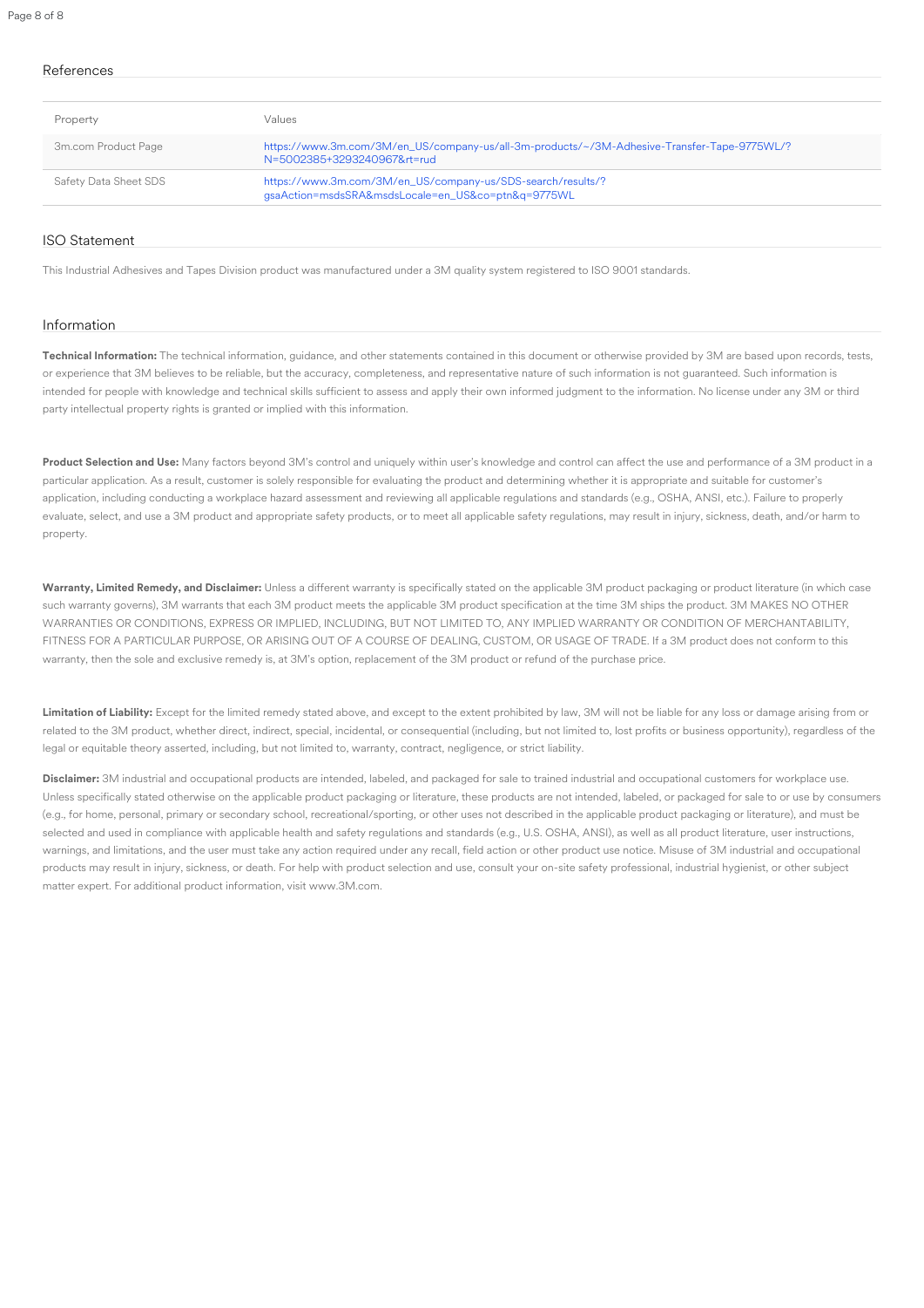## References

| Property | Values |
|---|---|
| 3m.com Product Page | https://www.3m.com/3M/en_US/company-us/all-3m-products/~/3M-Adhesive-Transfer-Tape-9775WL/?N=5002385+3293240967&rt=rud |
| Safety Data Sheet SDS | https://www.3m.com/3M/en_US/company-us/SDS-search/results/?gsaAction=msdsSRA&msdsLocale=en_US&co=ptn&q=9775WL |

## ISO Statement

This Industrial Adhesives and Tapes Division product was manufactured under a 3M quality system registered to ISO 9001 standards.

## Information

**Technical Information:** The technical information, guidance, and other statements contained in this document or otherwise provided by 3M are based upon records, tests, or experience that 3M believes to be reliable, but the accuracy, completeness, and representative nature of such information is not guaranteed. Such information is intended for people with knowledge and technical skills sufficient to assess and apply their own informed judgment to the information. No license under any 3M or third party intellectual property rights is granted or implied with this information.

**Product Selection and Use:** Many factors beyond 3M's control and uniquely within user's knowledge and control can affect the use and performance of a 3M product in a particular application. As a result, customer is solely responsible for evaluating the product and determining whether it is appropriate and suitable for customer's application, including conducting a workplace hazard assessment and reviewing all applicable regulations and standards (e.g., OSHA, ANSI, etc.). Failure to properly evaluate, select, and use a 3M product and appropriate safety products, or to meet all applicable safety regulations, may result in injury, sickness, death, and/or harm to property.

**Warranty, Limited Remedy, and Disclaimer:** Unless a different warranty is specifically stated on the applicable 3M product packaging or product literature (in which case such warranty governs), 3M warrants that each 3M product meets the applicable 3M product specification at the time 3M ships the product. 3M MAKES NO OTHER WARRANTIES OR CONDITIONS, EXPRESS OR IMPLIED, INCLUDING, BUT NOT LIMITED TO, ANY IMPLIED WARRANTY OR CONDITION OF MERCHANTABILITY, FITNESS FOR A PARTICULAR PURPOSE, OR ARISING OUT OF A COURSE OF DEALING, CUSTOM, OR USAGE OF TRADE. If a 3M product does not conform to this warranty, then the sole and exclusive remedy is, at 3M's option, replacement of the 3M product or refund of the purchase price.

**Limitation of Liability:** Except for the limited remedy stated above, and except to the extent prohibited by law, 3M will not be liable for any loss or damage arising from or related to the 3M product, whether direct, indirect, special, incidental, or consequential (including, but not limited to, lost profits or business opportunity), regardless of the legal or equitable theory asserted, including, but not limited to, warranty, contract, negligence, or strict liability.

**Disclaimer:** 3M industrial and occupational products are intended, labeled, and packaged for sale to trained industrial and occupational customers for workplace use. Unless specifically stated otherwise on the applicable product packaging or literature, these products are not intended, labeled, or packaged for sale to or use by consumers (e.g., for home, personal, primary or secondary school, recreational/sporting, or other uses not described in the applicable product packaging or literature), and must be selected and used in compliance with applicable health and safety regulations and standards (e.g., U.S. OSHA, ANSI), as well as all product literature, user instructions, warnings, and limitations, and the user must take any action required under any recall, field action or other product use notice. Misuse of 3M industrial and occupational products may result in injury, sickness, or death. For help with product selection and use, consult your on-site safety professional, industrial hygienist, or other subject matter expert. For additional product information, visit www.3M.com.